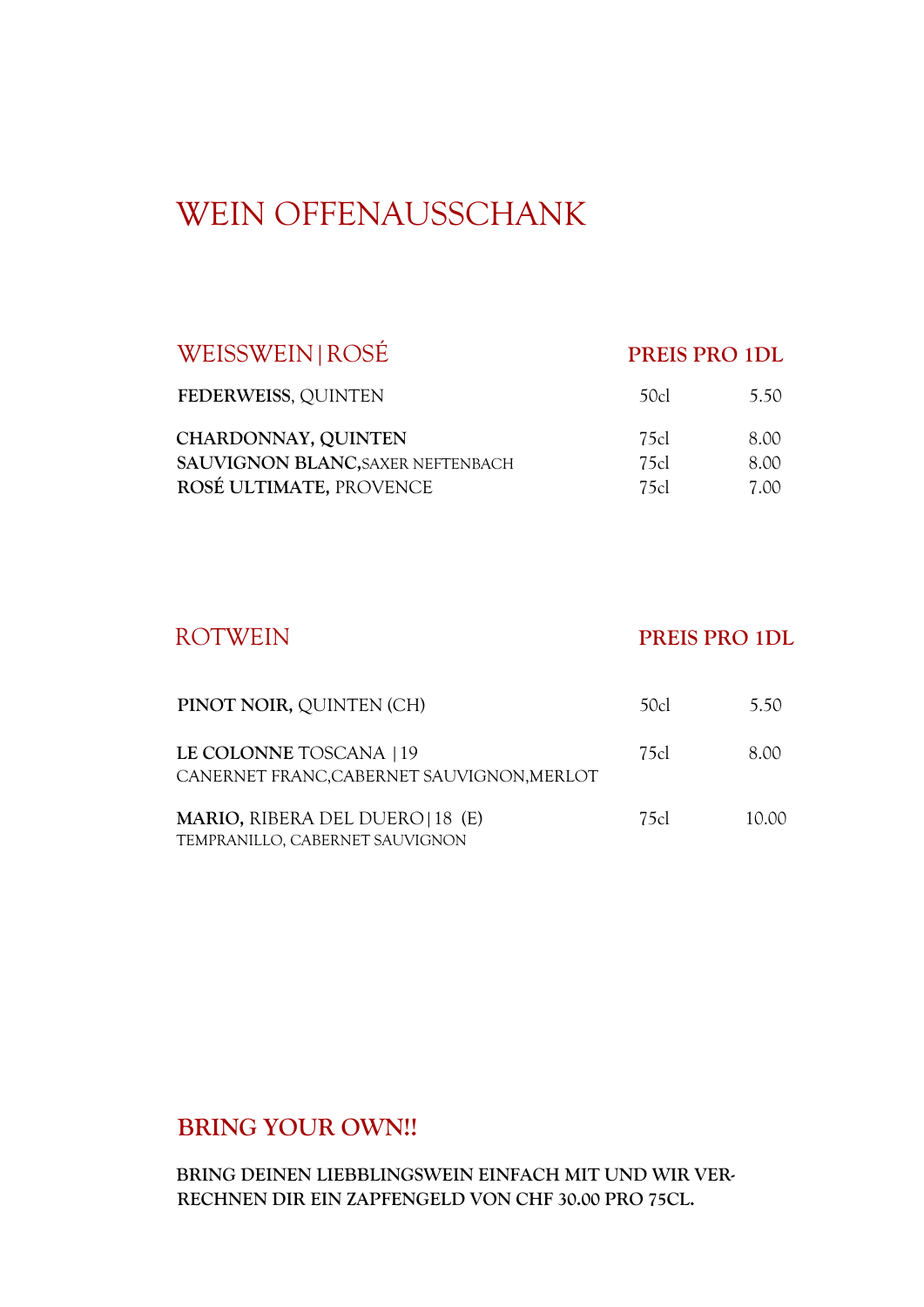# WEIN OFFENAUSSCHANK

## WEISSWEIN | ROSÉ

| WEISSWEIN \| ROSÉ | | PREIS PRO 1DL |
|---|---|---|
| **FEDERWEISS**, QUINTEN | 50cl | 5.50 |
| **CHARDONNAY, QUINTEN** | 75cl | 8.00 |
| **SAUVIGNON BLANC,** SAXER NEFTENBACH | 75cl | 8.00 |
| **ROSÉ ULTIMATE,** PROVENCE | 75cl | 7.00 |

## ROTWEIN

| ROTWEIN | | PREIS PRO 1DL |
|---|---|---|
| **PINOT NOIR,** QUINTEN (CH) | 50cl | 5.50 |
| **LE COLONNE** TOSCANA \|19<br>CANERNET FRANC,CABERNET SAUVIGNON,MERLOT | 75cl | 8.00 |
| **MARIO,** RIBERA DEL DUERO\|18 (E)<br>TEMPRANILLO, CABERNET SAUVIGNON | 75cl | 10.00 |

## BRING YOUR OWN!!

**BRING DEINEN LIEBBLINGSWEIN EINFACH MIT UND WIR VERRECHNEN DIR EIN ZAPFENGELD VON CHF 30.00 PRO 75CL.**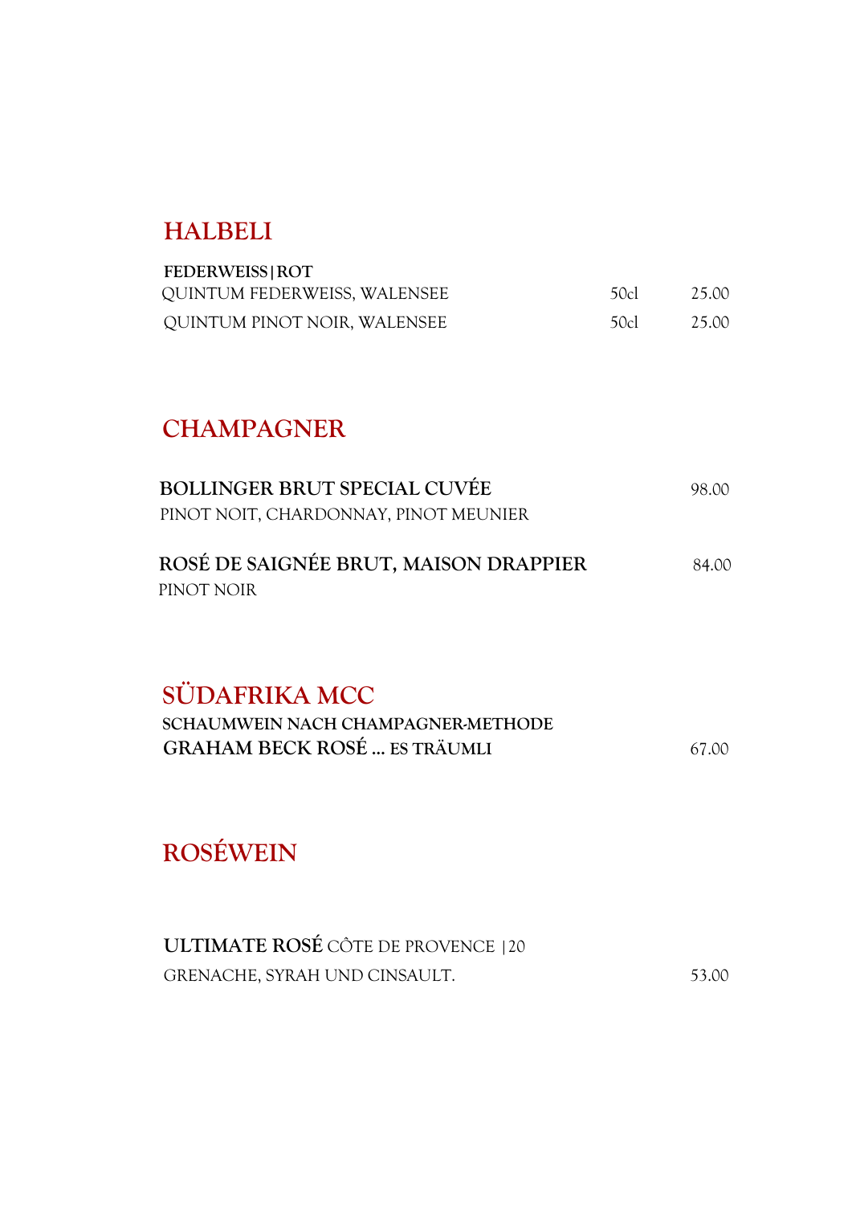## HALBELI

**FEDERWEISS|ROT**

| | | |
|---|---|---|
| QUINTUM FEDERWEISS, WALENSEE | 50cl | 25.00 |
| QUINTUM PINOT NOIR, WALENSEE | 50cl | 25.00 |

## CHAMPAGNER

**BOLLINGER BRUT SPECIAL CUVÉE** 98.00
PINOT NOIT, CHARDONNAY, PINOT MEUNIER

**ROSÉ DE SAIGNÉE BRUT, MAISON DRAPPIER** 84.00
PINOT NOIR

## SÜDAFRIKA MCC

**SCHAUMWEIN NACH CHAMPAGNER-METHODE**
**GRAHAM BECK ROSÉ … ES TRÄUMLI** 67.00

## ROSÉWEIN

**ULTIMATE ROSÉ** CÔTE DE PROVENCE |20
GRENACHE, SYRAH UND CINSAULT. 53.00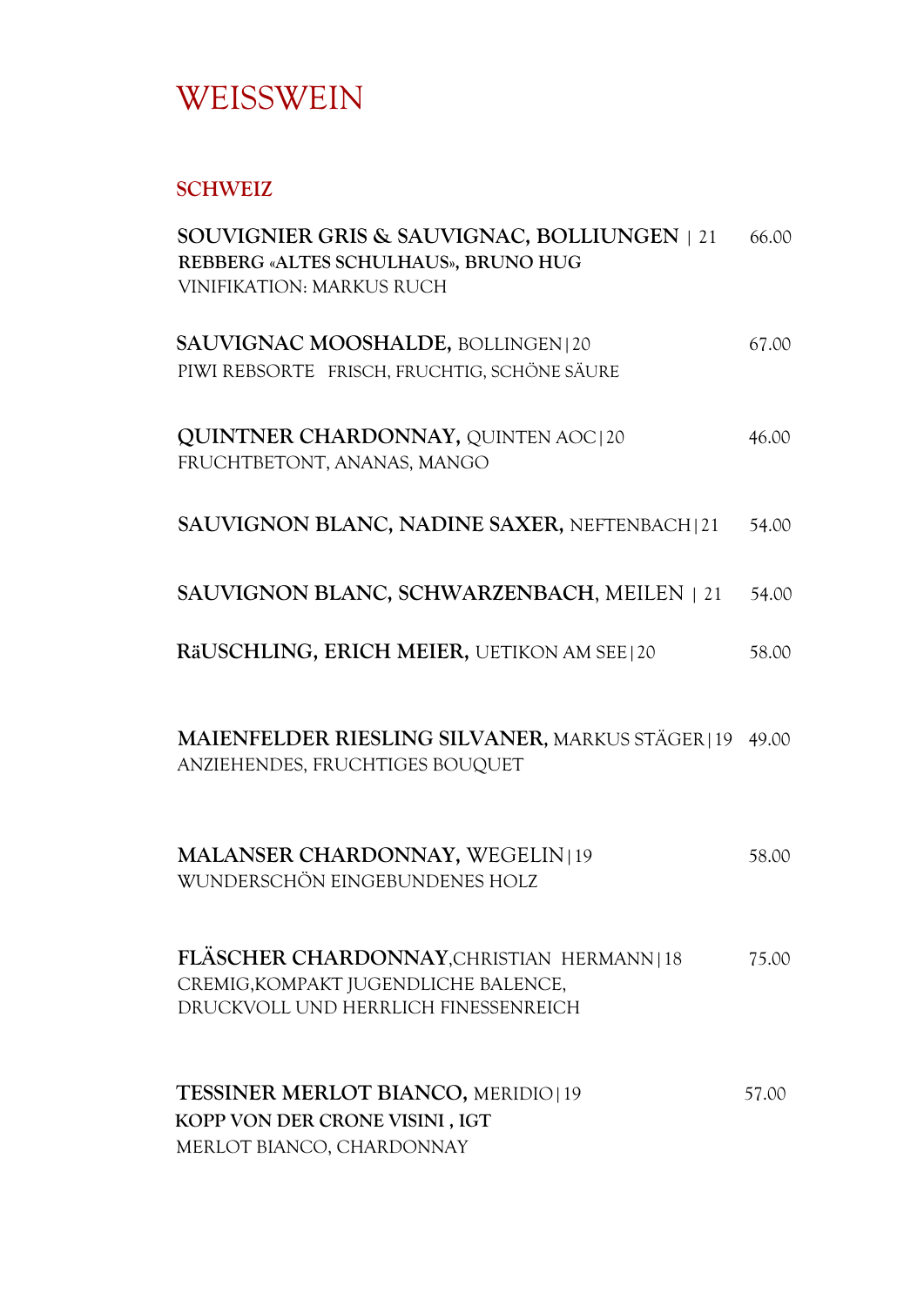# WEISSWEIN

## SCHWEIZ

**SOUVIGNIER GRIS & SAUVIGNAC, BOLLIUNGEN** | 21 — 66.00
**REBBERG «ALTES SCHULHAUS», BRUNO HUG**
VINIFIKATION: MARKUS RUCH

**SAUVIGNAC MOOSHALDE,** BOLLINGEN | 20 — 67.00
PIWI REBSORTE FRISCH, FRUCHTIG, SCHÖNE SÄURE

**QUINTNER CHARDONNAY,** QUINTEN AOC | 20 — 46.00
FRUCHTBETONT, ANANAS, MANGO

**SAUVIGNON BLANC, NADINE SAXER,** NEFTENBACH | 21 — 54.00

**SAUVIGNON BLANC, SCHWARZENBACH,** MEILEN | 21 — 54.00

**RäUSCHLING, ERICH MEIER,** UETIKON AM SEE | 20 — 58.00

**MAIENFELDER RIESLING SILVANER,** MARKUS STÄGER | 19 — 49.00
ANZIEHENDES, FRUCHTIGES BOUQUET

**MALANSER CHARDONNAY,** WEGELIN | 19 — 58.00
WUNDERSCHÖN EINGEBUNDENES HOLZ

**FLÄSCHER CHARDONNAY,** CHRISTIAN HERMANN | 18 — 75.00
CREMIG,KOMPAKT JUGENDLICHE BALENCE,
DRUCKVOLL UND HERRLICH FINESSENREICH

**TESSINER MERLOT BIANCO,** MERIDIO | 19 — 57.00
**KOPP VON DER CRONE VISINI , IGT**
MERLOT BIANCO, CHARDONNAY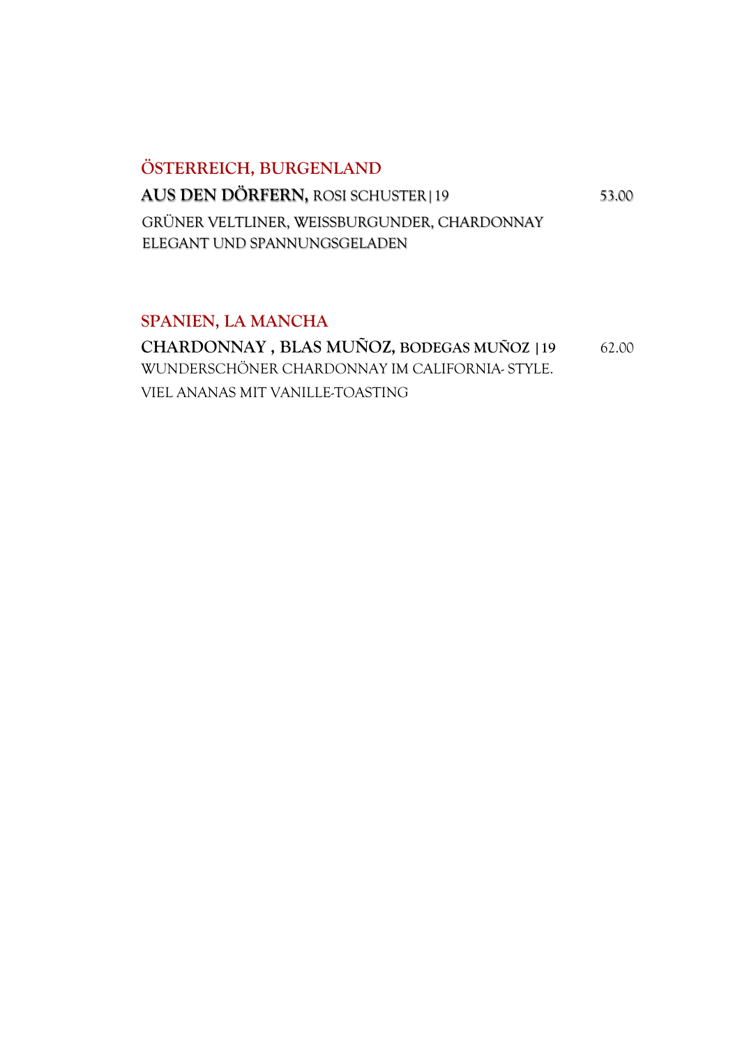## ÖSTERREICH, BURGENLAND

**AUS DEN DÖRFERN,** ROSI SCHUSTER | 19 — 53.00

GRÜNER VELTLINER, WEISSBURGUNDER, CHARDONNAY
ELEGANT UND SPANNUNGSGELADEN

## SPANIEN, LA MANCHA

**CHARDONNAY , BLAS MUÑOZ, BODEGAS MUÑOZ | 19** — 62.00

WUNDERSCHÖNER CHARDONNAY IM CALIFORNIA- STYLE.
VIEL ANANAS MIT VANILLE-TOASTING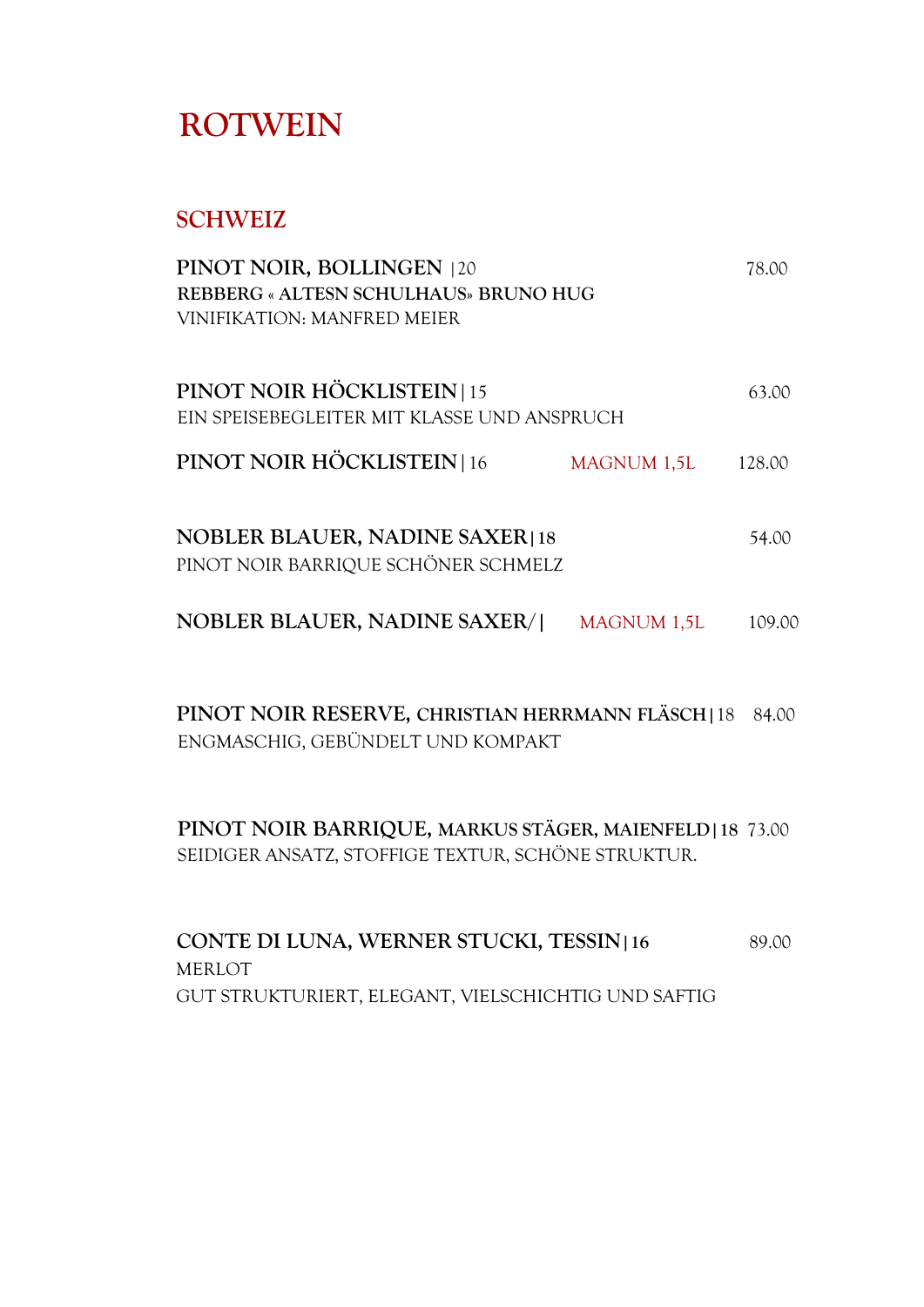# ROTWEIN

## SCHWEIZ

**PINOT NOIR, BOLLINGEN** |20 — 78.00
**REBBERG « ALTESN SCHULHAUS» BRUNO HUG**
VINIFIKATION: MANFRED MEIER

**PINOT NOIR HÖCKLISTEIN** | 15 — 63.00
EIN SPEISEBEGLEITER MIT KLASSE UND ANSPRUCH

**PINOT NOIR HÖCKLISTEIN** | 16 — MAGNUM 1,5L — 128.00

**NOBLER BLAUER, NADINE SAXER | 18** — 54.00
PINOT NOIR BARRIQUE SCHÖNER SCHMELZ

**NOBLER BLAUER, NADINE SAXER/ |** — MAGNUM 1,5L — 109.00

**PINOT NOIR RESERVE, CHRISTIAN HERRMANN FLÄSCH** | 18 — 84.00
ENGMASCHIG, GEBÜNDELT UND KOMPAKT

**PINOT NOIR BARRIQUE, MARKUS STÄGER, MAIENFELD | 18** — 73.00
SEIDIGER ANSATZ, STOFFIGE TEXTUR, SCHÖNE STRUKTUR.

**CONTE DI LUNA, WERNER STUCKI, TESSIN | 16** — 89.00
MERLOT
GUT STRUKTURIERT, ELEGANT, VIELSCHICHTIG UND SAFTIG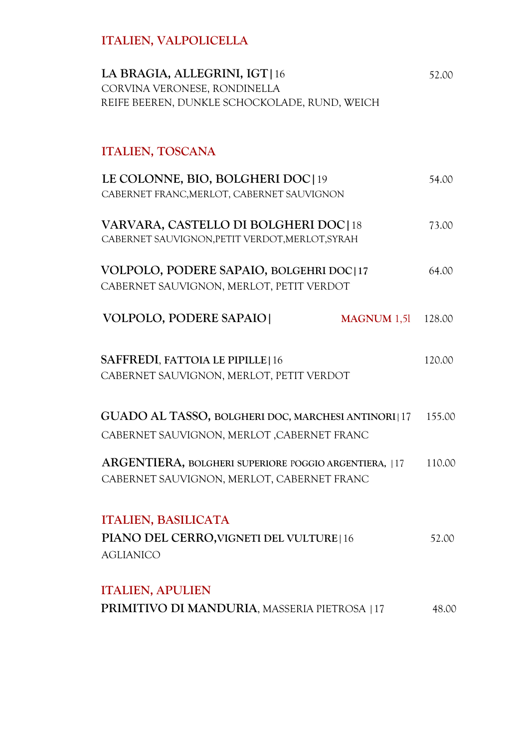## ITALIEN, VALPOLICELLA

**LA BRAGIA, ALLEGRINI, IGT |** 16 — 52.00
CORVINA VERONESE, RONDINELLA
REIFE BEEREN, DUNKLE SCHOCKOLADE, RUND, WEICH

## ITALIEN, TOSCANA

**LE COLONNE, BIO, BOLGHERI DOC |** 19 — 54.00
CABERNET FRANC,MERLOT, CABERNET SAUVIGNON

**VARVARA, CASTELLO DI BOLGHERI DOC |** 18 — 73.00
CABERNET SAUVIGNON,PETIT VERDOT,MERLOT,SYRAH

**VOLPOLO, PODERE SAPAIO, BOLGEHRI DOC | 17** — 64.00
CABERNET SAUVIGNON, MERLOT, PETIT VERDOT

**VOLPOLO, PODERE SAPAIO |** MAGNUM 1,5l — 128.00

**SAFFREDI, FATTOIA LE PIPILLE |** 16 — 120.00
CABERNET SAUVIGNON, MERLOT, PETIT VERDOT

**GUADO AL TASSO, BOLGHERI DOC, MARCHESI ANTINORI |** 17 — 155.00
CABERNET SAUVIGNON, MERLOT ,CABERNET FRANC

**ARGENTIERA, BOLGHERI SUPERIORE POGGIO ARGENTIERA,** | 17 — 110.00
CABERNET SAUVIGNON, MERLOT, CABERNET FRANC

## ITALIEN, BASILICATA

**PIANO DEL CERRO,VIGNETI DEL VULTURE |** 16 — 52.00
AGLIANICO

## ITALIEN, APULIEN

**PRIMITIVO DI MANDURIA**, MASSERIA PIETROSA | 17 — 48.00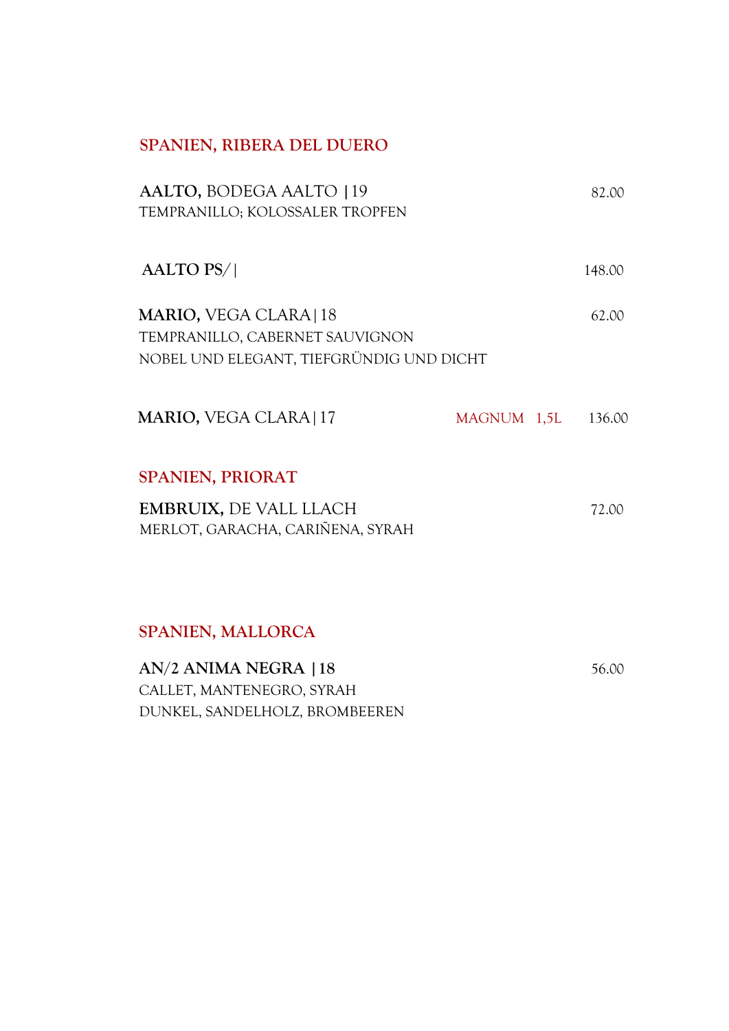## SPANIEN, RIBERA DEL DUERO

**AALTO,** BODEGA AALTO **|**19 — 82.00
TEMPRANILLO; KOLOSSALER TROPFEN

**AALTO PS/|** — 148.00

**MARIO,** VEGA CLARA|18 — 62.00
TEMPRANILLO, CABERNET SAUVIGNON
NOBEL UND ELEGANT, TIEFGRÜNDIG UND DICHT

**MARIO,** VEGA CLARA|17 — MAGNUM 1,5L — 136.00

## SPANIEN, PRIORAT

**EMBRUIX,** DE VALL LLACH — 72.00
MERLOT, GARACHA, CARIÑENA, SYRAH

## SPANIEN, MALLORCA

**AN/2 ANIMA NEGRA |18** — 56.00
CALLET, MANTENEGRO, SYRAH
DUNKEL, SANDELHOLZ, BROMBEEREN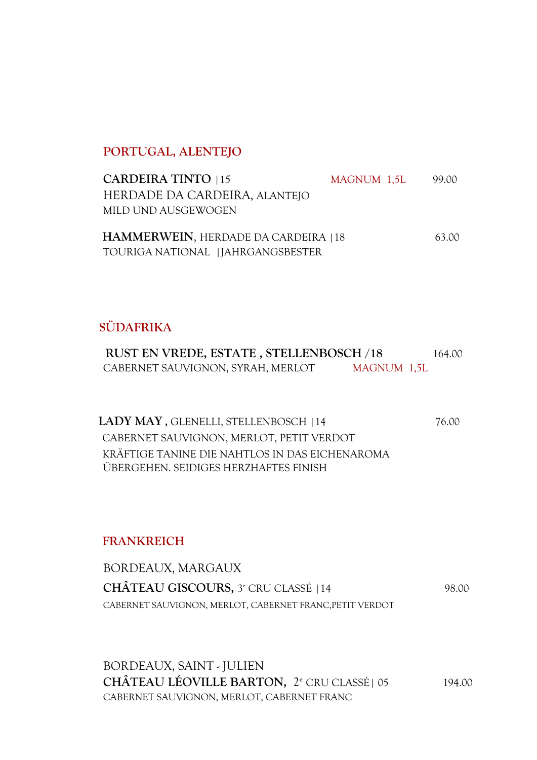## PORTUGAL, ALENTEJO

**CARDEIRA TINTO** |15 MAGNUM 1,5L 99.00
HERDADE DA CARDEIRA, ALANTEJO
MILD UND AUSGEWOGEN

**HAMMERWEIN**, HERDADE DA CARDEIRA |18 63.00
TOURIGA NATIONAL |JAHRGANGSBESTER

## SÜDAFRIKA

**RUST EN VREDE, ESTATE , STELLENBOSCH /18** 164.00
CABERNET SAUVIGNON, SYRAH, MERLOT MAGNUM 1,5L

**LADY MAY ,** GLENELLI, STELLENBOSCH |14 76.00
CABERNET SAUVIGNON, MERLOT, PETIT VERDOT
KRÄFTIGE TANINE DIE NAHTLOS IN DAS EICHENAROMA
ÜBERGEHEN. SEIDIGES HERZHAFTES FINISH

## FRANKREICH

BORDEAUX, MARGAUX
**CHÂTEAU GISCOURS,** 3e CRU CLASSÉ |14 98.00
CABERNET SAUVIGNON, MERLOT, CABERNET FRANC,PETIT VERDOT

BORDEAUX, SAINT - JULIEN
**CHÂTEAU LÉOVILLE BARTON,** 2e CRU CLASSÉ| 05 194.00
CABERNET SAUVIGNON, MERLOT, CABERNET FRANC